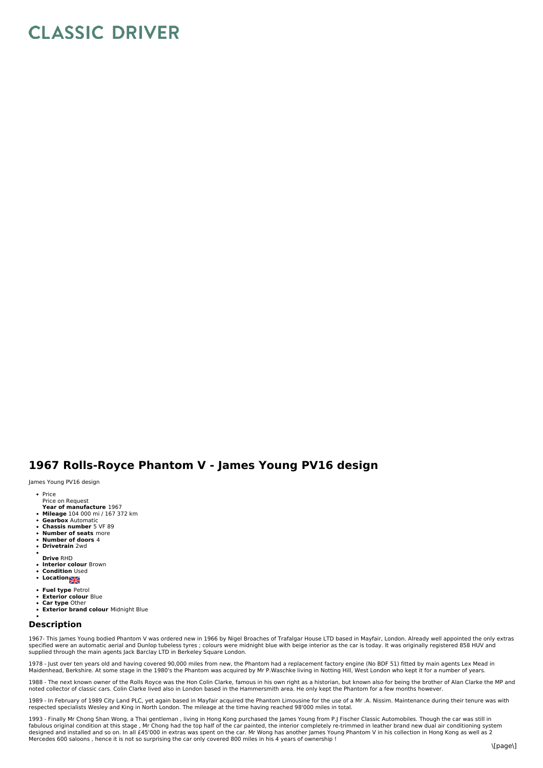# CLASSIC DRIVER

## 1967 Rolls-Royce Phantom V - James Young PV16 design

James Young PV16 design

- Price
  Price on Request
  **Year of manufacture** 1967
- **Mileage** 104 000 mi / 167 372 km
- **Gearbox** Automatic
- **Chassis number** 5 VF 89
- **Number of seats** more
- **Number of doors** 4
- **Drivetrain** 2wd
- 
  **Drive** RHD
- **Interior colour** Brown
- **Condition** Used
- **Location**
- **Fuel type** Petrol
- **Exterior colour** Blue
- **Car type** Other
- **Exterior brand colour** Midnight Blue
- 

### Description

1967- This James Young bodied Phantom V was ordered new in 1966 by Nigel Broaches of Trafalgar House LTD based in Mayfair, London. Already well appointed the only extras specified were an automatic aerial and Dunlop tubeless tyres ; colours were midnight blue with beige interior as the car is today. It was originally registered 858 HUV and supplied through the main agents Jack Barclay LTD in Berkeley Square London.

1978 - Just over ten years old and having covered 90,000 miles from new, the Phantom had a replacement factory engine (No BDF 51) fitted by main agents Lex Mead in Maidenhead, Berkshire. At some stage in the 1980's the Phantom was acquired by Mr P.Waschke living in Notting Hill, West London who kept it for a number of years.

1988 - The next known owner of the Rolls Royce was the Hon Colin Clarke, famous in his own right as a historian, but known also for being the brother of Alan Clarke the MP and noted collector of classic cars. Colin Clarke lived also in London based in the Hammersmith area. He only kept the Phantom for a few months however.

1989 - In February of 1989 City Land PLC, yet again based in Mayfair acquired the Phantom Limousine for the use of a Mr .A. Nissim. Maintenance during their tenure was with respected specialists Wesley and King in North London. The mileage at the time having reached 98'000 miles in total.

1993 - Finally Mr Chong Shan Wong, a Thai gentleman , living in Hong Kong purchased the James Young from P.J Fischer Classic Automobiles. Though the car was still in fabulous original condition at this stage , Mr Chong had the top half of the car painted, the interior completely re-trimmed in leather brand new dual air conditioning system designed and installed and so on. In all £45'000 in extras was spent on the car. Mr Wong has another James Young Phantom V in his collection in Hong Kong as well as 2 Mercedes 600 saloons , hence it is not so surprising the car only covered 800 miles in his 4 years of ownership !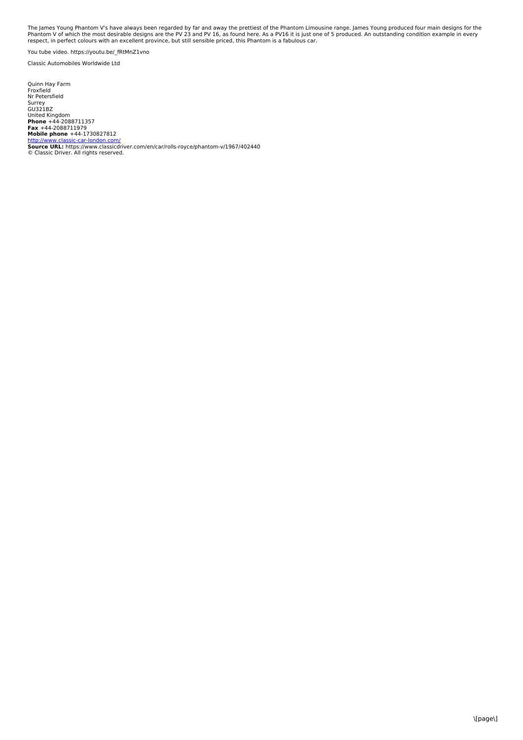The James Young Phantom V's have always been regarded by far and away the prettiest of the Phantom Limousine range. James Young produced four main designs for the Phantom V of which the most desirable designs are the PV 23 and PV 16, as found here. As a PV16 it is just one of 5 produced. An outstanding condition example in every respect, in perfect colours with an excellent province, but still sensible priced, this Phantom is a fabulous car.

You tube video. https://youtu.be/_fRtMnZ1vno

Classic Automobiles Worldwide Ltd

Quinn Hay Farm
Froxfield
Nr Petersfield
Surrey
GU321BZ
United Kingdom
**Phone** +44-2088711357
**Fax** +44-2088711979
**Mobile phone** +44-1730827812
[http://www.classic-car-london.com/](http://www.classic-car-london.com/)
**Source URL:** https://www.classicdriver.com/en/car/rolls-royce/phantom-v/1967/402440
© Classic Driver. All rights reserved.